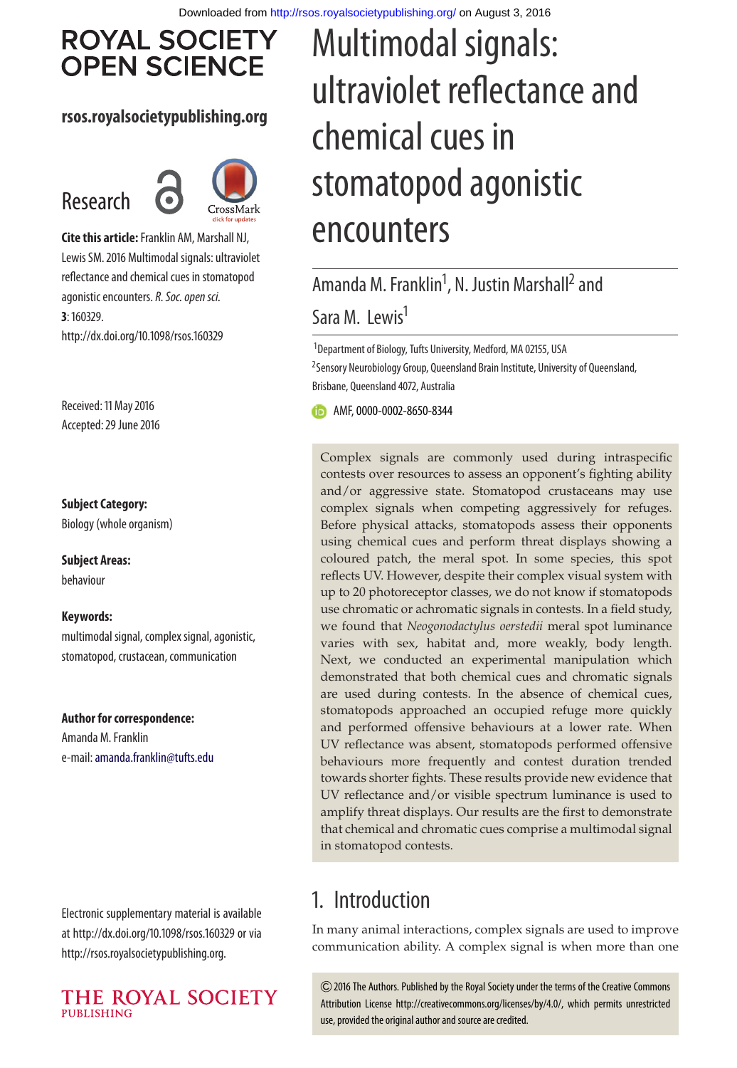ROYAL SOCIETY OPEN SCIENCE

rsos.royalsocietypublishing.org

Research

**Cite this article:** Franklin AM, Marshall NJ, Lewis SM. 2016 Multimodal signals: ultraviolet reflectance and chemical cues in stomatopod agonistic encounters. *R. Soc. open sci.* **3**: 160329. http://dx.doi.org/10.1098/rsos.160329

Received: 11 May 2016
Accepted: 29 June 2016

**Subject Category:**
Biology (whole organism)

**Subject Areas:**
behaviour

**Keywords:**
multimodal signal, complex signal, agonistic, stomatopod, crustacean, communication

**Author for correspondence:**
Amanda M. Franklin
e-mail: amanda.franklin@tufts.edu

Electronic supplementary material is available at http://dx.doi.org/10.1098/rsos.160329 or via http://rsos.royalsocietypublishing.org.

# Multimodal signals: ultraviolet reflectance and chemical cues in stomatopod agonistic encounters

Amanda M. Franklin[1], N. Justin Marshall[2] and Sara M. Lewis[1]

[1]Department of Biology, Tufts University, Medford, MA 02155, USA
[2]Sensory Neurobiology Group, Queensland Brain Institute, University of Queensland, Brisbane, Queensland 4072, Australia

AMF, 0000-0002-8650-8344

Complex signals are commonly used during intraspecific contests over resources to assess an opponent's fighting ability and/or aggressive state. Stomatopod crustaceans may use complex signals when competing aggressively for refuges. Before physical attacks, stomatopods assess their opponents using chemical cues and perform threat displays showing a coloured patch, the meral spot. In some species, this spot reflects UV. However, despite their complex visual system with up to 20 photoreceptor classes, we do not know if stomatopods use chromatic or achromatic signals in contests. In a field study, we found that *Neogonodactylus oerstedii* meral spot luminance varies with sex, habitat and, more weakly, body length. Next, we conducted an experimental manipulation which demonstrated that both chemical cues and chromatic signals are used during contests. In the absence of chemical cues, stomatopods approached an occupied refuge more quickly and performed offensive behaviours at a lower rate. When UV reflectance was absent, stomatopods performed offensive behaviours more frequently and contest duration trended towards shorter fights. These results provide new evidence that UV reflectance and/or visible spectrum luminance is used to amplify threat displays. Our results are the first to demonstrate that chemical and chromatic cues comprise a multimodal signal in stomatopod contests.

## 1. Introduction

In many animal interactions, complex signals are used to improve communication ability. A complex signal is when more than one

© 2016 The Authors. Published by the Royal Society under the terms of the Creative Commons Attribution License http://creativecommons.org/licenses/by/4.0/, which permits unrestricted use, provided the original author and source are credited.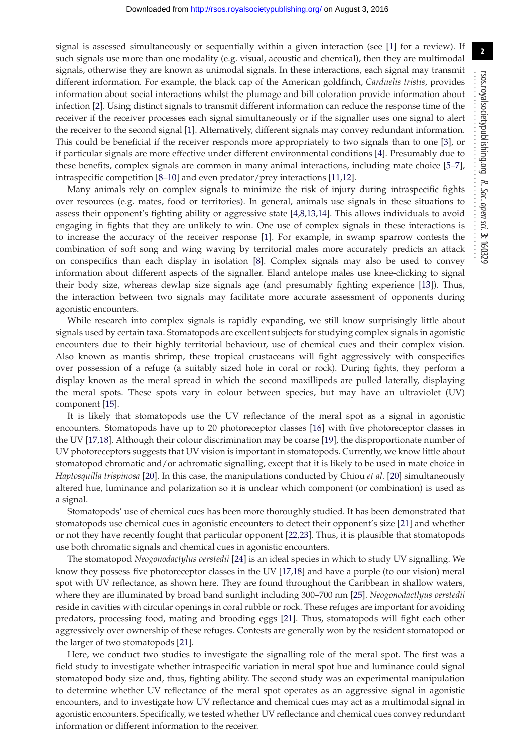signal is assessed simultaneously or sequentially within a given interaction (see [1] for a review). If such signals use more than one modality (e.g. visual, acoustic and chemical), then they are multimodal signals, otherwise they are known as unimodal signals. In these interactions, each signal may transmit different information. For example, the black cap of the American goldfinch, *Carduelis tristis*, provides information about social interactions whilst the plumage and bill coloration provide information about infection [2]. Using distinct signals to transmit different information can reduce the response time of the receiver if the receiver processes each signal simultaneously or if the signaller uses one signal to alert the receiver to the second signal [1]. Alternatively, different signals may convey redundant information. This could be beneficial if the receiver responds more appropriately to two signals than to one [3], or if particular signals are more effective under different environmental conditions [4]. Presumably due to these benefits, complex signals are common in many animal interactions, including mate choice [5–7], intraspecific competition [8–10] and even predator/prey interactions [11,12].

Many animals rely on complex signals to minimize the risk of injury during intraspecific fights over resources (e.g. mates, food or territories). In general, animals use signals in these situations to assess their opponent's fighting ability or aggressive state [4,8,13,14]. This allows individuals to avoid engaging in fights that they are unlikely to win. One use of complex signals in these interactions is to increase the accuracy of the receiver response [1]. For example, in swamp sparrow contests the combination of soft song and wing waving by territorial males more accurately predicts an attack on conspecifics than each display in isolation [8]. Complex signals may also be used to convey information about different aspects of the signaller. Eland antelope males use knee-clicking to signal their body size, whereas dewlap size signals age (and presumably fighting experience [13]). Thus, the interaction between two signals may facilitate more accurate assessment of opponents during agonistic encounters.

While research into complex signals is rapidly expanding, we still know surprisingly little about signals used by certain taxa. Stomatopods are excellent subjects for studying complex signals in agonistic encounters due to their highly territorial behaviour, use of chemical cues and their complex vision. Also known as mantis shrimp, these tropical crustaceans will fight aggressively with conspecifics over possession of a refuge (a suitably sized hole in coral or rock). During fights, they perform a display known as the meral spread in which the second maxillipeds are pulled laterally, displaying the meral spots. These spots vary in colour between species, but may have an ultraviolet (UV) component [15].

It is likely that stomatopods use the UV reflectance of the meral spot as a signal in agonistic encounters. Stomatopods have up to 20 photoreceptor classes [16] with five photoreceptor classes in the UV [17,18]. Although their colour discrimination may be coarse [19], the disproportionate number of UV photoreceptors suggests that UV vision is important in stomatopods. Currently, we know little about stomatopod chromatic and/or achromatic signalling, except that it is likely to be used in mate choice in *Haptosquilla trispinosa* [20]. In this case, the manipulations conducted by Chiou *et al.* [20] simultaneously altered hue, luminance and polarization so it is unclear which component (or combination) is used as a signal.

Stomatopods' use of chemical cues has been more thoroughly studied. It has been demonstrated that stomatopods use chemical cues in agonistic encounters to detect their opponent's size [21] and whether or not they have recently fought that particular opponent [22,23]. Thus, it is plausible that stomatopods use both chromatic signals and chemical cues in agonistic encounters.

The stomatopod *Neogonodactylus oerstedii* [24] is an ideal species in which to study UV signalling. We know they possess five photoreceptor classes in the UV [17,18] and have a purple (to our vision) meral spot with UV reflectance, as shown here. They are found throughout the Caribbean in shallow waters, where they are illuminated by broad band sunlight including 300–700 nm [25]. *Neogonodactlyus oerstedii* reside in cavities with circular openings in coral rubble or rock. These refuges are important for avoiding predators, processing food, mating and brooding eggs [21]. Thus, stomatopods will fight each other aggressively over ownership of these refuges. Contests are generally won by the resident stomatopod or the larger of two stomatopods [21].

Here, we conduct two studies to investigate the signalling role of the meral spot. The first was a field study to investigate whether intraspecific variation in meral spot hue and luminance could signal stomatopod body size and, thus, fighting ability. The second study was an experimental manipulation to determine whether UV reflectance of the meral spot operates as an aggressive signal in agonistic encounters, and to investigate how UV reflectance and chemical cues may act as a multimodal signal in agonistic encounters. Specifically, we tested whether UV reflectance and chemical cues convey redundant information or different information to the receiver.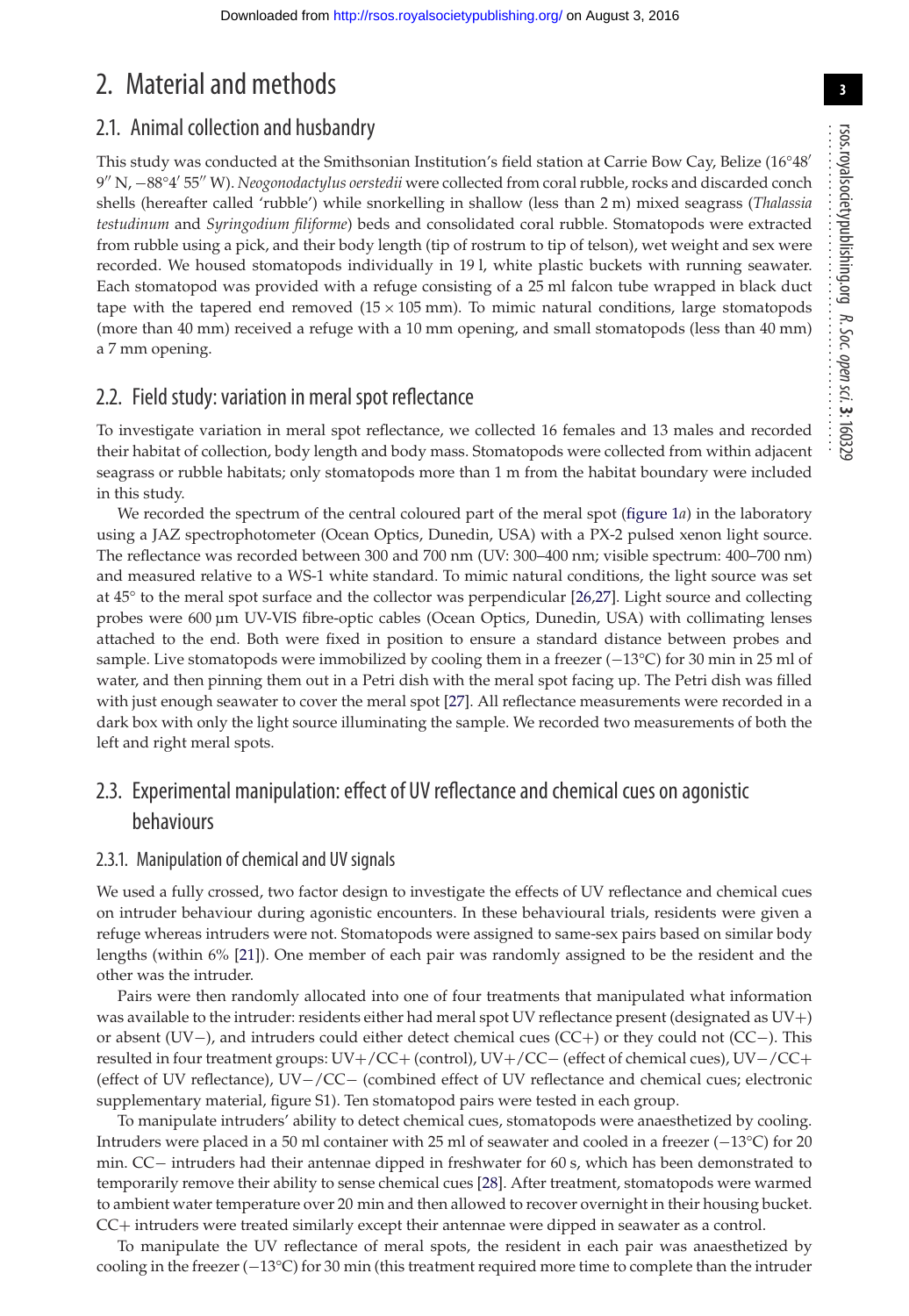# 2. Material and methods

## 2.1. Animal collection and husbandry

This study was conducted at the Smithsonian Institution's field station at Carrie Bow Cay, Belize (16°48′ 9″ N, −88°4′ 55″ W). *Neogonodactylus oerstedii* were collected from coral rubble, rocks and discarded conch shells (hereafter called 'rubble') while snorkelling in shallow (less than 2 m) mixed seagrass (*Thalassia testudinum* and *Syringodium filiforme*) beds and consolidated coral rubble. Stomatopods were extracted from rubble using a pick, and their body length (tip of rostrum to tip of telson), wet weight and sex were recorded. We housed stomatopods individually in 19 l, white plastic buckets with running seawater. Each stomatopod was provided with a refuge consisting of a 25 ml falcon tube wrapped in black duct tape with the tapered end removed (15 × 105 mm). To mimic natural conditions, large stomatopods (more than 40 mm) received a refuge with a 10 mm opening, and small stomatopods (less than 40 mm) a 7 mm opening.

## 2.2. Field study: variation in meral spot reflectance

To investigate variation in meral spot reflectance, we collected 16 females and 13 males and recorded their habitat of collection, body length and body mass. Stomatopods were collected from within adjacent seagrass or rubble habitats; only stomatopods more than 1 m from the habitat boundary were included in this study.

We recorded the spectrum of the central coloured part of the meral spot (figure 1*a*) in the laboratory using a JAZ spectrophotometer (Ocean Optics, Dunedin, USA) with a PX-2 pulsed xenon light source. The reflectance was recorded between 300 and 700 nm (UV: 300–400 nm; visible spectrum: 400–700 nm) and measured relative to a WS-1 white standard. To mimic natural conditions, the light source was set at 45° to the meral spot surface and the collector was perpendicular [26,27]. Light source and collecting probes were 600 µm UV-VIS fibre-optic cables (Ocean Optics, Dunedin, USA) with collimating lenses attached to the end. Both were fixed in position to ensure a standard distance between probes and sample. Live stomatopods were immobilized by cooling them in a freezer (−13°C) for 30 min in 25 ml of water, and then pinning them out in a Petri dish with the meral spot facing up. The Petri dish was filled with just enough seawater to cover the meral spot [27]. All reflectance measurements were recorded in a dark box with only the light source illuminating the sample. We recorded two measurements of both the left and right meral spots.

## 2.3. Experimental manipulation: effect of UV reflectance and chemical cues on agonistic behaviours

### 2.3.1. Manipulation of chemical and UV signals

We used a fully crossed, two factor design to investigate the effects of UV reflectance and chemical cues on intruder behaviour during agonistic encounters. In these behavioural trials, residents were given a refuge whereas intruders were not. Stomatopods were assigned to same-sex pairs based on similar body lengths (within 6% [21]). One member of each pair was randomly assigned to be the resident and the other was the intruder.

Pairs were then randomly allocated into one of four treatments that manipulated what information was available to the intruder: residents either had meral spot UV reflectance present (designated as UV+) or absent (UV−), and intruders could either detect chemical cues (CC+) or they could not (CC−). This resulted in four treatment groups: UV+/CC+ (control), UV+/CC− (effect of chemical cues), UV−/CC+ (effect of UV reflectance), UV−/CC− (combined effect of UV reflectance and chemical cues; electronic supplementary material, figure S1). Ten stomatopod pairs were tested in each group.

To manipulate intruders' ability to detect chemical cues, stomatopods were anaesthetized by cooling. Intruders were placed in a 50 ml container with 25 ml of seawater and cooled in a freezer (−13°C) for 20 min. CC− intruders had their antennae dipped in freshwater for 60 s, which has been demonstrated to temporarily remove their ability to sense chemical cues [28]. After treatment, stomatopods were warmed to ambient water temperature over 20 min and then allowed to recover overnight in their housing bucket. CC+ intruders were treated similarly except their antennae were dipped in seawater as a control.

To manipulate the UV reflectance of meral spots, the resident in each pair was anaesthetized by cooling in the freezer (−13°C) for 30 min (this treatment required more time to complete than the intruder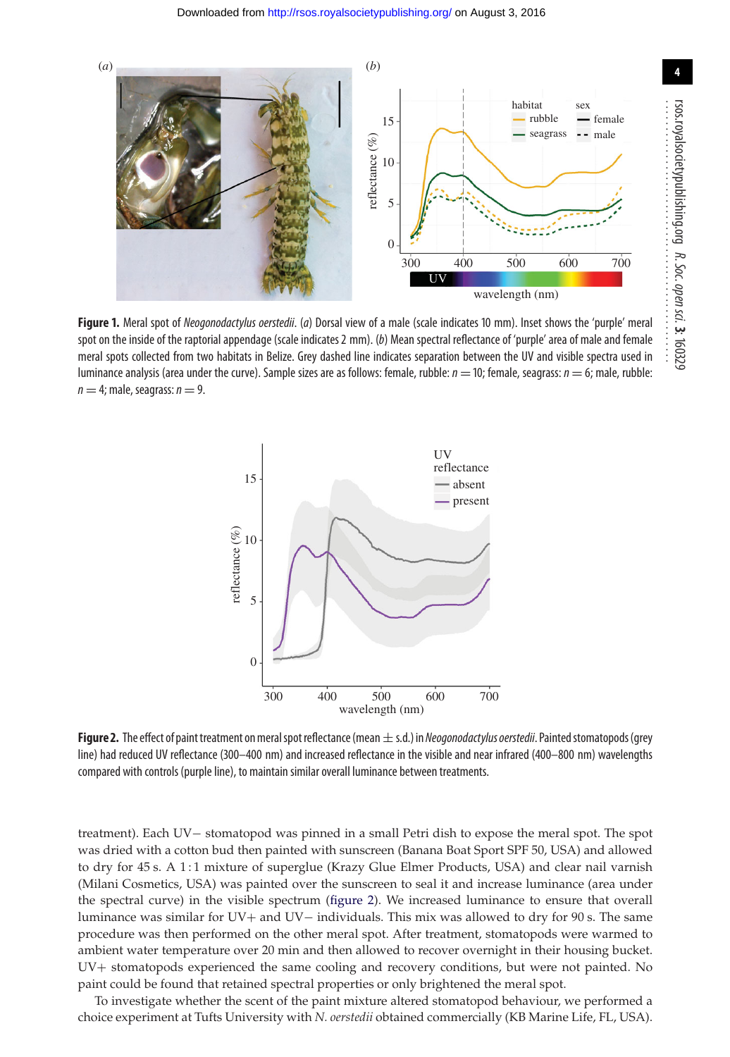**Figure 1.** Meral spot of *Neogonodactylus oerstedii*. (*a*) Dorsal view of a male (scale indicates 10 mm). Inset shows the 'purple' meral spot on the inside of the raptorial appendage (scale indicates 2 mm). (*b*) Mean spectral reflectance of 'purple' area of male and female meral spots collected from two habitats in Belize. Grey dashed line indicates separation between the UV and visible spectra used in luminance analysis (area under the curve). Sample sizes are as follows: female, rubble: $n = 10$; female, seagrass: $n = 6$; male, rubble: $n = 4$; male, seagrass: $n = 9$.

**Figure 2.** The effect of paint treatment on meral spot reflectance (mean ± s.d.) in *Neogonodactylus oerstedii*. Painted stomatopods (grey line) had reduced UV reflectance (300–400 nm) and increased reflectance in the visible and near infrared (400–800 nm) wavelengths compared with controls (purple line), to maintain similar overall luminance between treatments.

treatment). Each UV− stomatopod was pinned in a small Petri dish to expose the meral spot. The spot was dried with a cotton bud then painted with sunscreen (Banana Boat Sport SPF 50, USA) and allowed to dry for 45 s. A 1 : 1 mixture of superglue (Krazy Glue Elmer Products, USA) and clear nail varnish (Milani Cosmetics, USA) was painted over the sunscreen to seal it and increase luminance (area under the spectral curve) in the visible spectrum (figure 2). We increased luminance to ensure that overall luminance was similar for UV+ and UV− individuals. This mix was allowed to dry for 90 s. The same procedure was then performed on the other meral spot. After treatment, stomatopods were warmed to ambient water temperature over 20 min and then allowed to recover overnight in their housing bucket. UV+ stomatopods experienced the same cooling and recovery conditions, but were not painted. No paint could be found that retained spectral properties or only brightened the meral spot.

To investigate whether the scent of the paint mixture altered stomatopod behaviour, we performed a choice experiment at Tufts University with *N. oerstedii* obtained commercially (KB Marine Life, FL, USA).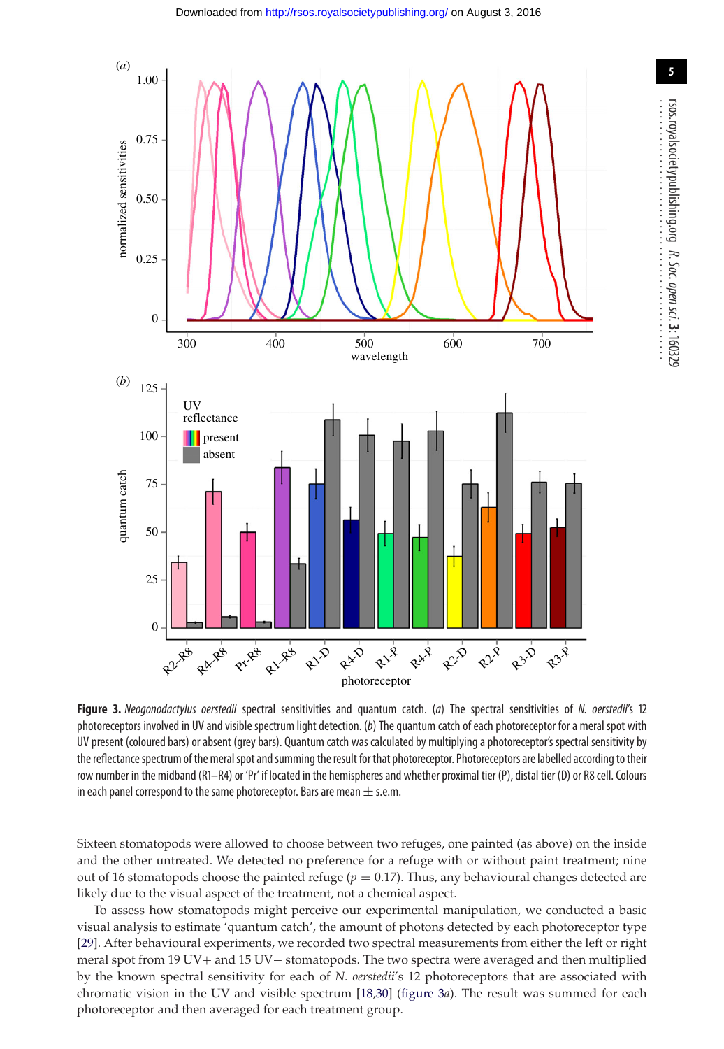**Figure 3.** *Neogonodactylus oerstedii* spectral sensitivities and quantum catch. (*a*) The spectral sensitivities of *N. oerstedii*'s 12 photoreceptors involved in UV and visible spectrum light detection. (*b*) The quantum catch of each photoreceptor for a meral spot with UV present (coloured bars) or absent (grey bars). Quantum catch was calculated by multiplying a photoreceptor's spectral sensitivity by the reflectance spectrum of the meral spot and summing the result for that photoreceptor. Photoreceptors are labelled according to their row number in the midband (R1–R4) or 'Pr' if located in the hemispheres and whether proximal tier (P), distal tier (D) or R8 cell. Colours in each panel correspond to the same photoreceptor. Bars are mean ± s.e.m.

Sixteen stomatopods were allowed to choose between two refuges, one painted (as above) on the inside and the other untreated. We detected no preference for a refuge with or without paint treatment; nine out of 16 stomatopods choose the painted refuge ($p = 0.17$). Thus, any behavioural changes detected are likely due to the visual aspect of the treatment, not a chemical aspect.

To assess how stomatopods might perceive our experimental manipulation, we conducted a basic visual analysis to estimate 'quantum catch', the amount of photons detected by each photoreceptor type [29]. After behavioural experiments, we recorded two spectral measurements from either the left or right meral spot from 19 UV+ and 15 UV− stomatopods. The two spectra were averaged and then multiplied by the known spectral sensitivity for each of *N. oerstedii*'s 12 photoreceptors that are associated with chromatic vision in the UV and visible spectrum [18,30] (figure 3*a*). The result was summed for each photoreceptor and then averaged for each treatment group.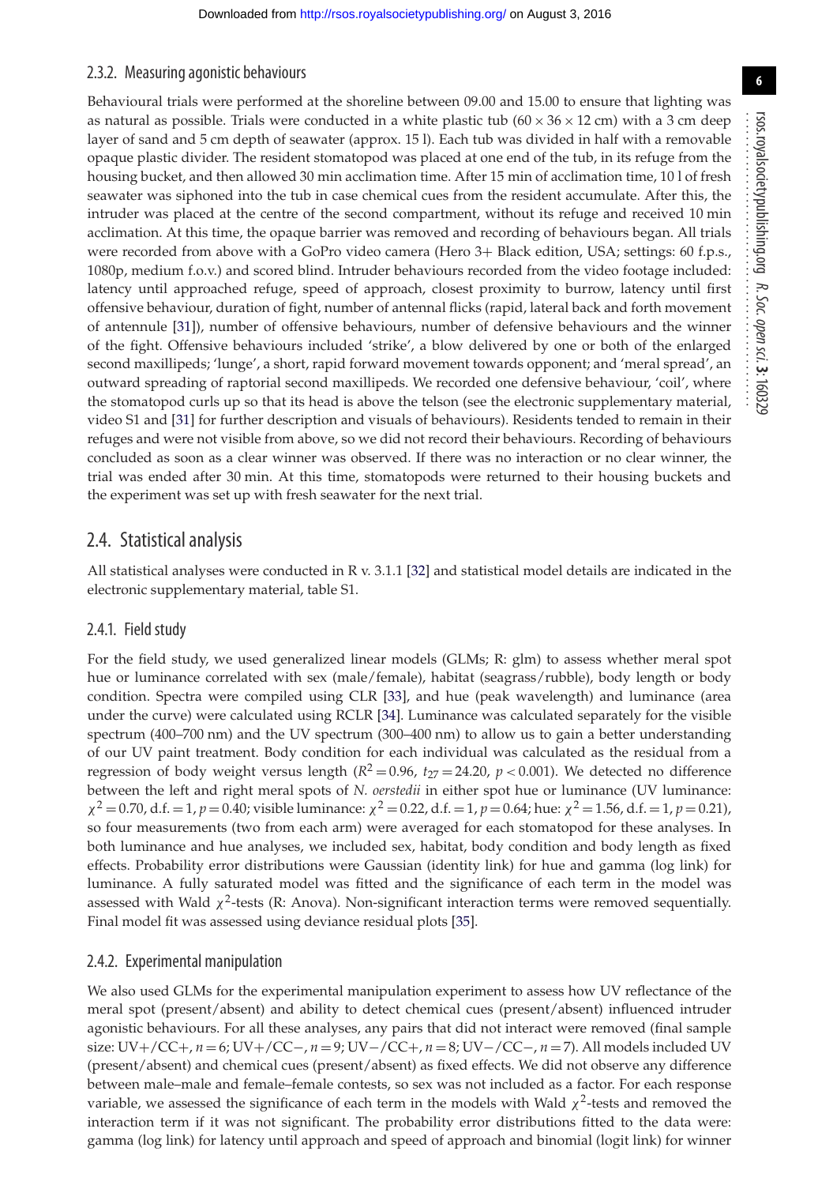#### 2.3.2. Measuring agonistic behaviours

Behavioural trials were performed at the shoreline between 09.00 and 15.00 to ensure that lighting was as natural as possible. Trials were conducted in a white plastic tub (60 × 36 × 12 cm) with a 3 cm deep layer of sand and 5 cm depth of seawater (approx. 15 l). Each tub was divided in half with a removable opaque plastic divider. The resident stomatopod was placed at one end of the tub, in its refuge from the housing bucket, and then allowed 30 min acclimation time. After 15 min of acclimation time, 10 l of fresh seawater was siphoned into the tub in case chemical cues from the resident accumulate. After this, the intruder was placed at the centre of the second compartment, without its refuge and received 10 min acclimation. At this time, the opaque barrier was removed and recording of behaviours began. All trials were recorded from above with a GoPro video camera (Hero 3+ Black edition, USA; settings: 60 f.p.s., 1080p, medium f.o.v.) and scored blind. Intruder behaviours recorded from the video footage included: latency until approached refuge, speed of approach, closest proximity to burrow, latency until first offensive behaviour, duration of fight, number of antennal flicks (rapid, lateral back and forth movement of antennule [31]), number of offensive behaviours, number of defensive behaviours and the winner of the fight. Offensive behaviours included 'strike', a blow delivered by one or both of the enlarged second maxillipeds; 'lunge', a short, rapid forward movement towards opponent; and 'meral spread', an outward spreading of raptorial second maxillipeds. We recorded one defensive behaviour, 'coil', where the stomatopod curls up so that its head is above the telson (see the electronic supplementary material, video S1 and [31] for further description and visuals of behaviours). Residents tended to remain in their refuges and were not visible from above, so we did not record their behaviours. Recording of behaviours concluded as soon as a clear winner was observed. If there was no interaction or no clear winner, the trial was ended after 30 min. At this time, stomatopods were returned to their housing buckets and the experiment was set up with fresh seawater for the next trial.

## 2.4. Statistical analysis

All statistical analyses were conducted in R v. 3.1.1 [32] and statistical model details are indicated in the electronic supplementary material, table S1.

#### 2.4.1. Field study

For the field study, we used generalized linear models (GLMs; R: glm) to assess whether meral spot hue or luminance correlated with sex (male/female), habitat (seagrass/rubble), body length or body condition. Spectra were compiled using CLR [33], and hue (peak wavelength) and luminance (area under the curve) were calculated using RCLR [34]. Luminance was calculated separately for the visible spectrum (400–700 nm) and the UV spectrum (300–400 nm) to allow us to gain a better understanding of our UV paint treatment. Body condition for each individual was calculated as the residual from a regression of body weight versus length ($R^2 = 0.96$, $t_{27} = 24.20$, $p < 0.001$). We detected no difference between the left and right meral spots of *N. oerstedii* in either spot hue or luminance (UV luminance: $\chi^2 = 0.70$, d.f. $= 1$, $p = 0.40$; visible luminance: $\chi^2 = 0.22$, d.f. $= 1$, $p = 0.64$; hue: $\chi^2 = 1.56$, d.f. $= 1$, $p = 0.21$), so four measurements (two from each arm) were averaged for each stomatopod for these analyses. In both luminance and hue analyses, we included sex, habitat, body condition and body length as fixed effects. Probability error distributions were Gaussian (identity link) for hue and gamma (log link) for luminance. A fully saturated model was fitted and the significance of each term in the model was assessed with Wald $\chi^2$-tests (R: Anova). Non-significant interaction terms were removed sequentially. Final model fit was assessed using deviance residual plots [35].

#### 2.4.2. Experimental manipulation

We also used GLMs for the experimental manipulation experiment to assess how UV reflectance of the meral spot (present/absent) and ability to detect chemical cues (present/absent) influenced intruder agonistic behaviours. For all these analyses, any pairs that did not interact were removed (final sample size: UV+/CC+, $n = 6$; UV+/CC−, $n = 9$; UV−/CC+, $n = 8$; UV−/CC−, $n = 7$). All models included UV (present/absent) and chemical cues (present/absent) as fixed effects. We did not observe any difference between male–male and female–female contests, so sex was not included as a factor. For each response variable, we assessed the significance of each term in the models with Wald $\chi^2$-tests and removed the interaction term if it was not significant. The probability error distributions fitted to the data were: gamma (log link) for latency until approach and speed of approach and binomial (logit link) for winner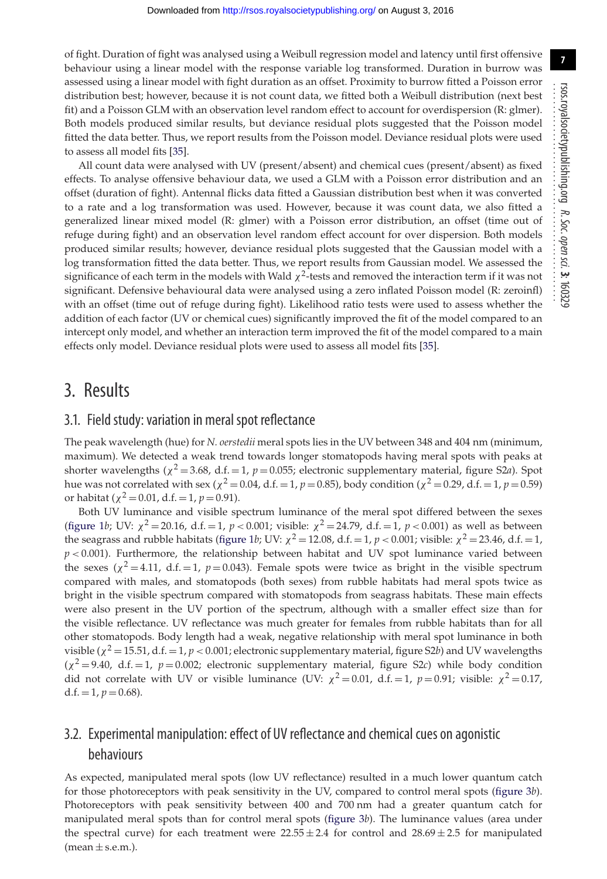of fight. Duration of fight was analysed using a Weibull regression model and latency until first offensive behaviour using a linear model with the response variable log transformed. Duration in burrow was assessed using a linear model with fight duration as an offset. Proximity to burrow fitted a Poisson error distribution best; however, because it is not count data, we fitted both a Weibull distribution (next best fit) and a Poisson GLM with an observation level random effect to account for overdispersion (R: glmer). Both models produced similar results, but deviance residual plots suggested that the Poisson model fitted the data better. Thus, we report results from the Poisson model. Deviance residual plots were used to assess all model fits [35].

All count data were analysed with UV (present/absent) and chemical cues (present/absent) as fixed effects. To analyse offensive behaviour data, we used a GLM with a Poisson error distribution and an offset (duration of fight). Antennal flicks data fitted a Gaussian distribution best when it was converted to a rate and a log transformation was used. However, because it was count data, we also fitted a generalized linear mixed model (R: glmer) with a Poisson error distribution, an offset (time out of refuge during fight) and an observation level random effect account for over dispersion. Both models produced similar results; however, deviance residual plots suggested that the Gaussian model with a log transformation fitted the data better. Thus, we report results from Gaussian model. We assessed the significance of each term in the models with Wald $\chi^2$-tests and removed the interaction term if it was not significant. Defensive behavioural data were analysed using a zero inflated Poisson model (R: zeroinfl) with an offset (time out of refuge during fight). Likelihood ratio tests were used to assess whether the addition of each factor (UV or chemical cues) significantly improved the fit of the model compared to an intercept only model, and whether an interaction term improved the fit of the model compared to a main effects only model. Deviance residual plots were used to assess all model fits [35].

# 3. Results

## 3.1. Field study: variation in meral spot reflectance

The peak wavelength (hue) for *N. oerstedii* meral spots lies in the UV between 348 and 404 nm (minimum, maximum). We detected a weak trend towards longer stomatopods having meral spots with peaks at shorter wavelengths ($\chi^2 = 3.68$, d.f. = 1, $p = 0.055$; electronic supplementary material, figure S2*a*). Spot hue was not correlated with sex ($\chi^2 = 0.04$, d.f. = 1, $p = 0.85$), body condition ($\chi^2 = 0.29$, d.f. = 1, $p = 0.59$) or habitat ($\chi^2 = 0.01$, d.f. = 1, $p = 0.91$).

Both UV luminance and visible spectrum luminance of the meral spot differed between the sexes (figure 1*b*; UV: $\chi^2 = 20.16$, d.f. = 1, $p < 0.001$; visible: $\chi^2 = 24.79$, d.f. = 1, $p < 0.001$) as well as between the seagrass and rubble habitats (figure 1*b*; UV: $\chi^2 = 12.08$, d.f. = 1, $p < 0.001$; visible: $\chi^2 = 23.46$, d.f. = 1, $p < 0.001$). Furthermore, the relationship between habitat and UV spot luminance varied between the sexes ($\chi^2 = 4.11$, d.f. = 1, $p = 0.043$). Female spots were twice as bright in the visible spectrum compared with males, and stomatopods (both sexes) from rubble habitats had meral spots twice as bright in the visible spectrum compared with stomatopods from seagrass habitats. These main effects were also present in the UV portion of the spectrum, although with a smaller effect size than for the visible reflectance. UV reflectance was much greater for females from rubble habitats than for all other stomatopods. Body length had a weak, negative relationship with meral spot luminance in both visible ($\chi^2 = 15.51$, d.f. = 1, $p < 0.001$; electronic supplementary material, figure S2*b*) and UV wavelengths ($\chi^2 = 9.40$, d.f. = 1, $p = 0.002$; electronic supplementary material, figure S2*c*) while body condition did not correlate with UV or visible luminance (UV: $\chi^2 = 0.01$, d.f. = 1, $p = 0.91$; visible: $\chi^2 = 0.17$, d.f. = 1, $p = 0.68$).

## 3.2. Experimental manipulation: effect of UV reflectance and chemical cues on agonistic behaviours

As expected, manipulated meral spots (low UV reflectance) resulted in a much lower quantum catch for those photoreceptors with peak sensitivity in the UV, compared to control meral spots (figure 3*b*). Photoreceptors with peak sensitivity between 400 and 700 nm had a greater quantum catch for manipulated meral spots than for control meral spots (figure 3*b*). The luminance values (area under the spectral curve) for each treatment were $22.55 \pm 2.4$ for control and $28.69 \pm 2.5$ for manipulated (mean ± s.e.m.).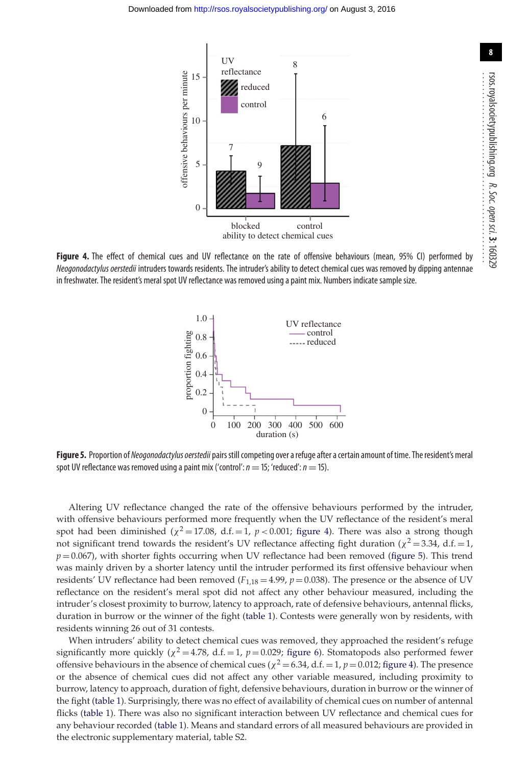**Figure 4.** The effect of chemical cues and UV reflectance on the rate of offensive behaviours (mean, 95% CI) performed by *Neogonodactylus oerstedii* intruders towards residents. The intruder's ability to detect chemical cues was removed by dipping antennae in freshwater. The resident's meral spot UV reflectance was removed using a paint mix. Numbers indicate sample size.

**Figure 5.** Proportion of *Neogonodactylus oerstedii* pairs still competing over a refuge after a certain amount of time. The resident's meral spot UV reflectance was removed using a paint mix ('control': $n = 15$; 'reduced': $n = 15$).

Altering UV reflectance changed the rate of the offensive behaviours performed by the intruder, with offensive behaviours performed more frequently when the UV reflectance of the resident's meral spot had been diminished ($\chi^2 = 17.08$, d.f. $= 1$, $p < 0.001$; figure 4). There was also a strong though not significant trend towards the resident's UV reflectance affecting fight duration ($\chi^2 = 3.34$, d.f. $= 1$, $p = 0.067$), with shorter fights occurring when UV reflectance had been removed (figure 5). This trend was mainly driven by a shorter latency until the intruder performed its first offensive behaviour when residents' UV reflectance had been removed ($F_{1,18} = 4.99$, $p = 0.038$). The presence or the absence of UV reflectance on the resident's meral spot did not affect any other behaviour measured, including the intruder's closest proximity to burrow, latency to approach, rate of defensive behaviours, antennal flicks, duration in burrow or the winner of the fight (table 1). Contests were generally won by residents, with residents winning 26 out of 31 contests.

When intruders' ability to detect chemical cues was removed, they approached the resident's refuge significantly more quickly ($\chi^2 = 4.78$, d.f. $= 1$, $p = 0.029$; figure 6). Stomatopods also performed fewer offensive behaviours in the absence of chemical cues ($\chi^2 = 6.34$, d.f. $= 1$, $p = 0.012$; figure 4). The presence or the absence of chemical cues did not affect any other variable measured, including proximity to burrow, latency to approach, duration of fight, defensive behaviours, duration in burrow or the winner of the fight (table 1). Surprisingly, there was no effect of availability of chemical cues on number of antennal flicks (table 1). There was also no significant interaction between UV reflectance and chemical cues for any behaviour recorded (table 1). Means and standard errors of all measured behaviours are provided in the electronic supplementary material, table S2.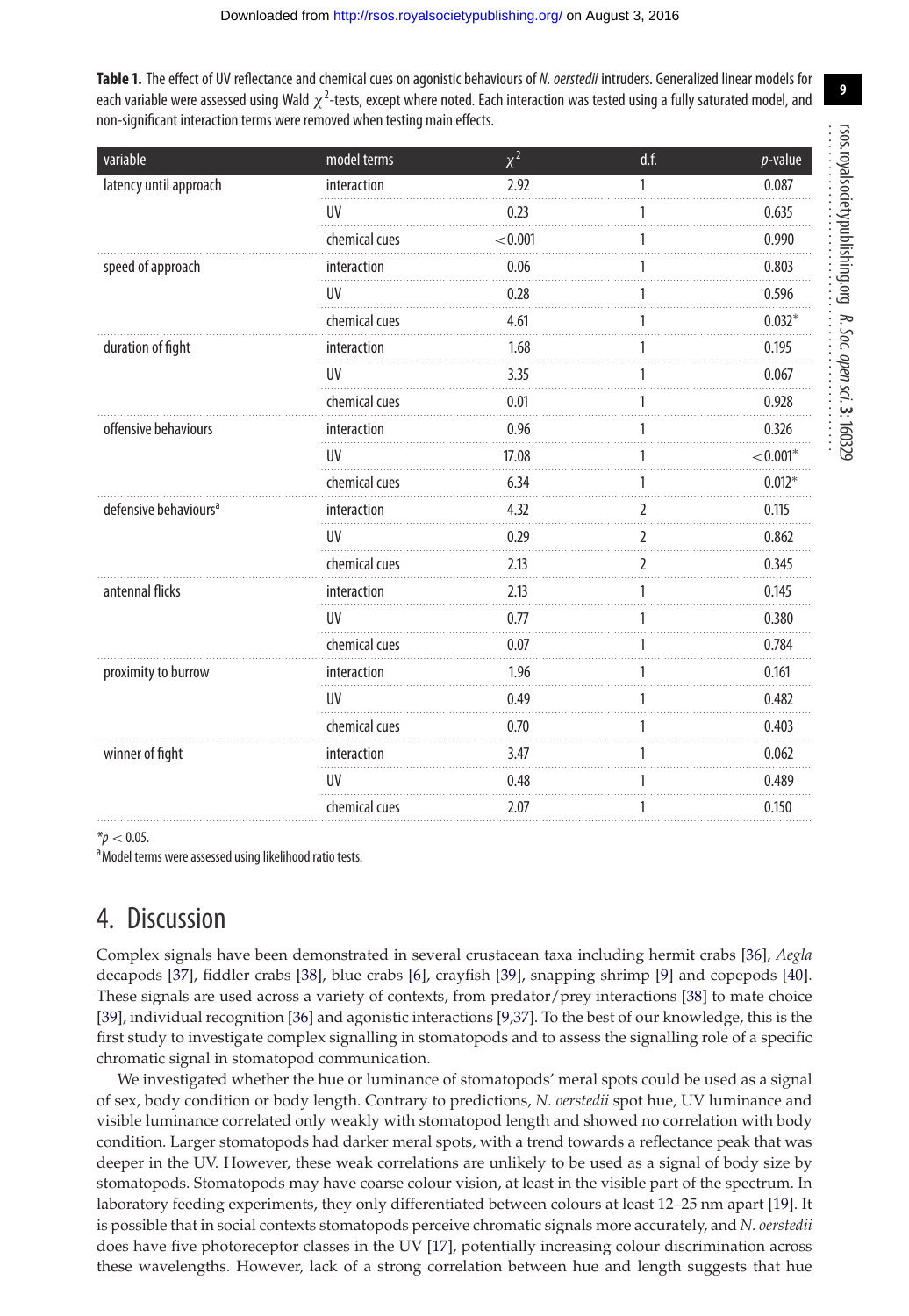**Table 1.** The effect of UV reflectance and chemical cues on agonistic behaviours of *N. oerstedii* intruders. Generalized linear models for each variable were assessed using Wald $\chi^2$-tests, except where noted. Each interaction was tested using a fully saturated model, and non-significant interaction terms were removed when testing main effects.

| variable | model terms | $\chi^2$ | d.f. | *p*-value |
|---|---|---|---|---|
| latency until approach | interaction | 2.92 | 1 | 0.087 |
| | UV | 0.23 | 1 | 0.635 |
| | chemical cues | <0.001 | 1 | 0.990 |
| speed of approach | interaction | 0.06 | 1 | 0.803 |
| | UV | 0.28 | 1 | 0.596 |
| | chemical cues | 4.61 | 1 | 0.032* |
| duration of fight | interaction | 1.68 | 1 | 0.195 |
| | UV | 3.35 | 1 | 0.067 |
| | chemical cues | 0.01 | 1 | 0.928 |
| offensive behaviours | interaction | 0.96 | 1 | 0.326 |
| | UV | 17.08 | 1 | <0.001* |
| | chemical cues | 6.34 | 1 | 0.012* |
| defensive behaviours[a] | interaction | 4.32 | 2 | 0.115 |
| | UV | 0.29 | 2 | 0.862 |
| | chemical cues | 2.13 | 2 | 0.345 |
| antennal flicks | interaction | 2.13 | 1 | 0.145 |
| | UV | 0.77 | 1 | 0.380 |
| | chemical cues | 0.07 | 1 | 0.784 |
| proximity to burrow | interaction | 1.96 | 1 | 0.161 |
| | UV | 0.49 | 1 | 0.482 |
| | chemical cues | 0.70 | 1 | 0.403 |
| winner of fight | interaction | 3.47 | 1 | 0.062 |
| | UV | 0.48 | 1 | 0.489 |
| | chemical cues | 2.07 | 1 | 0.150 |

*$p < 0.05$.

[a]Model terms were assessed using likelihood ratio tests.

# 4. Discussion

Complex signals have been demonstrated in several crustacean taxa including hermit crabs [36], *Aegla* decapods [37], fiddler crabs [38], blue crabs [6], crayfish [39], snapping shrimp [9] and copepods [40]. These signals are used across a variety of contexts, from predator/prey interactions [38] to mate choice [39], individual recognition [36] and agonistic interactions [9,37]. To the best of our knowledge, this is the first study to investigate complex signalling in stomatopods and to assess the signalling role of a specific chromatic signal in stomatopod communication.

We investigated whether the hue or luminance of stomatopods' meral spots could be used as a signal of sex, body condition or body length. Contrary to predictions, *N. oerstedii* spot hue, UV luminance and visible luminance correlated only weakly with stomatopod length and showed no correlation with body condition. Larger stomatopods had darker meral spots, with a trend towards a reflectance peak that was deeper in the UV. However, these weak correlations are unlikely to be used as a signal of body size by stomatopods. Stomatopods may have coarse colour vision, at least in the visible part of the spectrum. In laboratory feeding experiments, they only differentiated between colours at least 12–25 nm apart [19]. It is possible that in social contexts stomatopods perceive chromatic signals more accurately, and *N. oerstedii* does have five photoreceptor classes in the UV [17], potentially increasing colour discrimination across these wavelengths. However, lack of a strong correlation between hue and length suggests that hue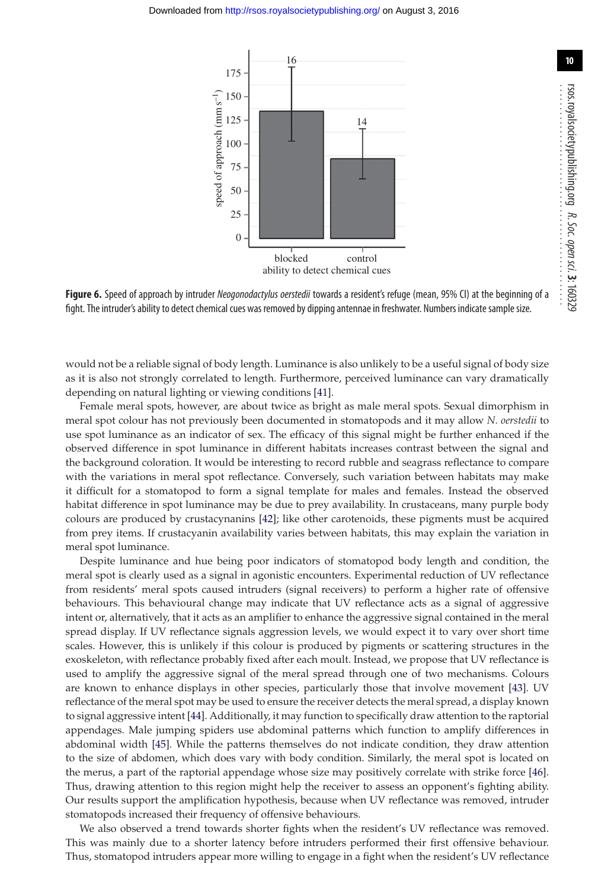speed of approach (mm s$^{-1}$)

0
25
50
75
100
125
150
175

16
14

blocked
control

ability to detect chemical cues

**Figure 6.** Speed of approach by intruder *Neogonodactylus oerstedii* towards a resident's refuge (mean, 95% CI) at the beginning of a fight. The intruder's ability to detect chemical cues was removed by dipping antennae in freshwater. Numbers indicate sample size.

would not be a reliable signal of body length. Luminance is also unlikely to be a useful signal of body size as it is also not strongly correlated to length. Furthermore, perceived luminance can vary dramatically depending on natural lighting or viewing conditions [41].

Female meral spots, however, are about twice as bright as male meral spots. Sexual dimorphism in meral spot colour has not previously been documented in stomatopods and it may allow *N. oerstedii* to use spot luminance as an indicator of sex. The efficacy of this signal might be further enhanced if the observed difference in spot luminance in different habitats increases contrast between the signal and the background coloration. It would be interesting to record rubble and seagrass reflectance to compare with the variations in meral spot reflectance. Conversely, such variation between habitats may make it difficult for a stomatopod to form a signal template for males and females. Instead the observed habitat difference in spot luminance may be due to prey availability. In crustaceans, many purple body colours are produced by crustacynanins [42]; like other carotenoids, these pigments must be acquired from prey items. If crustacyanin availability varies between habitats, this may explain the variation in meral spot luminance.

Despite luminance and hue being poor indicators of stomatopod body length and condition, the meral spot is clearly used as a signal in agonistic encounters. Experimental reduction of UV reflectance from residents' meral spots caused intruders (signal receivers) to perform a higher rate of offensive behaviours. This behavioural change may indicate that UV reflectance acts as a signal of aggressive intent or, alternatively, that it acts as an amplifier to enhance the aggressive signal contained in the meral spread display. If UV reflectance signals aggression levels, we would expect it to vary over short time scales. However, this is unlikely if this colour is produced by pigments or scattering structures in the exoskeleton, with reflectance probably fixed after each moult. Instead, we propose that UV reflectance is used to amplify the aggressive signal of the meral spread through one of two mechanisms. Colours are known to enhance displays in other species, particularly those that involve movement [43]. UV reflectance of the meral spot may be used to ensure the receiver detects the meral spread, a display known to signal aggressive intent [44]. Additionally, it may function to specifically draw attention to the raptorial appendages. Male jumping spiders use abdominal patterns which function to amplify differences in abdominal width [45]. While the patterns themselves do not indicate condition, they draw attention to the size of abdomen, which does vary with body condition. Similarly, the meral spot is located on the merus, a part of the raptorial appendage whose size may positively correlate with strike force [46]. Thus, drawing attention to this region might help the receiver to assess an opponent's fighting ability. Our results support the amplification hypothesis, because when UV reflectance was removed, intruder stomatopods increased their frequency of offensive behaviours.

We also observed a trend towards shorter fights when the resident's UV reflectance was removed. This was mainly due to a shorter latency before intruders performed their first offensive behaviour. Thus, stomatopod intruders appear more willing to engage in a fight when the resident's UV reflectance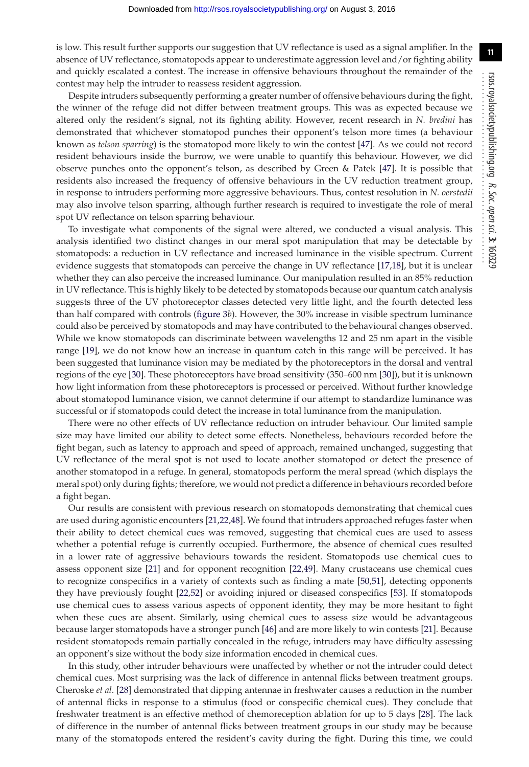is low. This result further supports our suggestion that UV reflectance is used as a signal amplifier. In the absence of UV reflectance, stomatopods appear to underestimate aggression level and/or fighting ability and quickly escalated a contest. The increase in offensive behaviours throughout the remainder of the contest may help the intruder to reassess resident aggression.

Despite intruders subsequently performing a greater number of offensive behaviours during the fight, the winner of the refuge did not differ between treatment groups. This was as expected because we altered only the resident's signal, not its fighting ability. However, recent research in *N. bredini* has demonstrated that whichever stomatopod punches their opponent's telson more times (a behaviour known as *telson sparring*) is the stomatopod more likely to win the contest [47]. As we could not record resident behaviours inside the burrow, we were unable to quantify this behaviour. However, we did observe punches onto the opponent's telson, as described by Green & Patek [47]. It is possible that residents also increased the frequency of offensive behaviours in the UV reduction treatment group, in response to intruders performing more aggressive behaviours. Thus, contest resolution in *N. oerstedii* may also involve telson sparring, although further research is required to investigate the role of meral spot UV reflectance on telson sparring behaviour.

To investigate what components of the signal were altered, we conducted a visual analysis. This analysis identified two distinct changes in our meral spot manipulation that may be detectable by stomatopods: a reduction in UV reflectance and increased luminance in the visible spectrum. Current evidence suggests that stomatopods can perceive the change in UV reflectance [17,18], but it is unclear whether they can also perceive the increased luminance. Our manipulation resulted in an 85% reduction in UV reflectance. This is highly likely to be detected by stomatopods because our quantum catch analysis suggests three of the UV photoreceptor classes detected very little light, and the fourth detected less than half compared with controls (figure 3*b*). However, the 30% increase in visible spectrum luminance could also be perceived by stomatopods and may have contributed to the behavioural changes observed. While we know stomatopods can discriminate between wavelengths 12 and 25 nm apart in the visible range [19], we do not know how an increase in quantum catch in this range will be perceived. It has been suggested that luminance vision may be mediated by the photoreceptors in the dorsal and ventral regions of the eye [30]. These photoreceptors have broad sensitivity (350–600 nm [30]), but it is unknown how light information from these photoreceptors is processed or perceived. Without further knowledge about stomatopod luminance vision, we cannot determine if our attempt to standardize luminance was successful or if stomatopods could detect the increase in total luminance from the manipulation.

There were no other effects of UV reflectance reduction on intruder behaviour. Our limited sample size may have limited our ability to detect some effects. Nonetheless, behaviours recorded before the fight began, such as latency to approach and speed of approach, remained unchanged, suggesting that UV reflectance of the meral spot is not used to locate another stomatopod or detect the presence of another stomatopod in a refuge. In general, stomatopods perform the meral spread (which displays the meral spot) only during fights; therefore, we would not predict a difference in behaviours recorded before a fight began.

Our results are consistent with previous research on stomatopods demonstrating that chemical cues are used during agonistic encounters [21,22,48]. We found that intruders approached refuges faster when their ability to detect chemical cues was removed, suggesting that chemical cues are used to assess whether a potential refuge is currently occupied. Furthermore, the absence of chemical cues resulted in a lower rate of aggressive behaviours towards the resident. Stomatopods use chemical cues to assess opponent size [21] and for opponent recognition [22,49]. Many crustaceans use chemical cues to recognize conspecifics in a variety of contexts such as finding a mate [50,51], detecting opponents they have previously fought [22,52] or avoiding injured or diseased conspecifics [53]. If stomatopods use chemical cues to assess various aspects of opponent identity, they may be more hesitant to fight when these cues are absent. Similarly, using chemical cues to assess size would be advantageous because larger stomatopods have a stronger punch [46] and are more likely to win contests [21]. Because resident stomatopods remain partially concealed in the refuge, intruders may have difficulty assessing an opponent's size without the body size information encoded in chemical cues.

In this study, other intruder behaviours were unaffected by whether or not the intruder could detect chemical cues. Most surprising was the lack of difference in antennal flicks between treatment groups. Cheroske *et al*. [28] demonstrated that dipping antennae in freshwater causes a reduction in the number of antennal flicks in response to a stimulus (food or conspecific chemical cues). They conclude that freshwater treatment is an effective method of chemoreception ablation for up to 5 days [28]. The lack of difference in the number of antennal flicks between treatment groups in our study may be because many of the stomatopods entered the resident's cavity during the fight. During this time, we could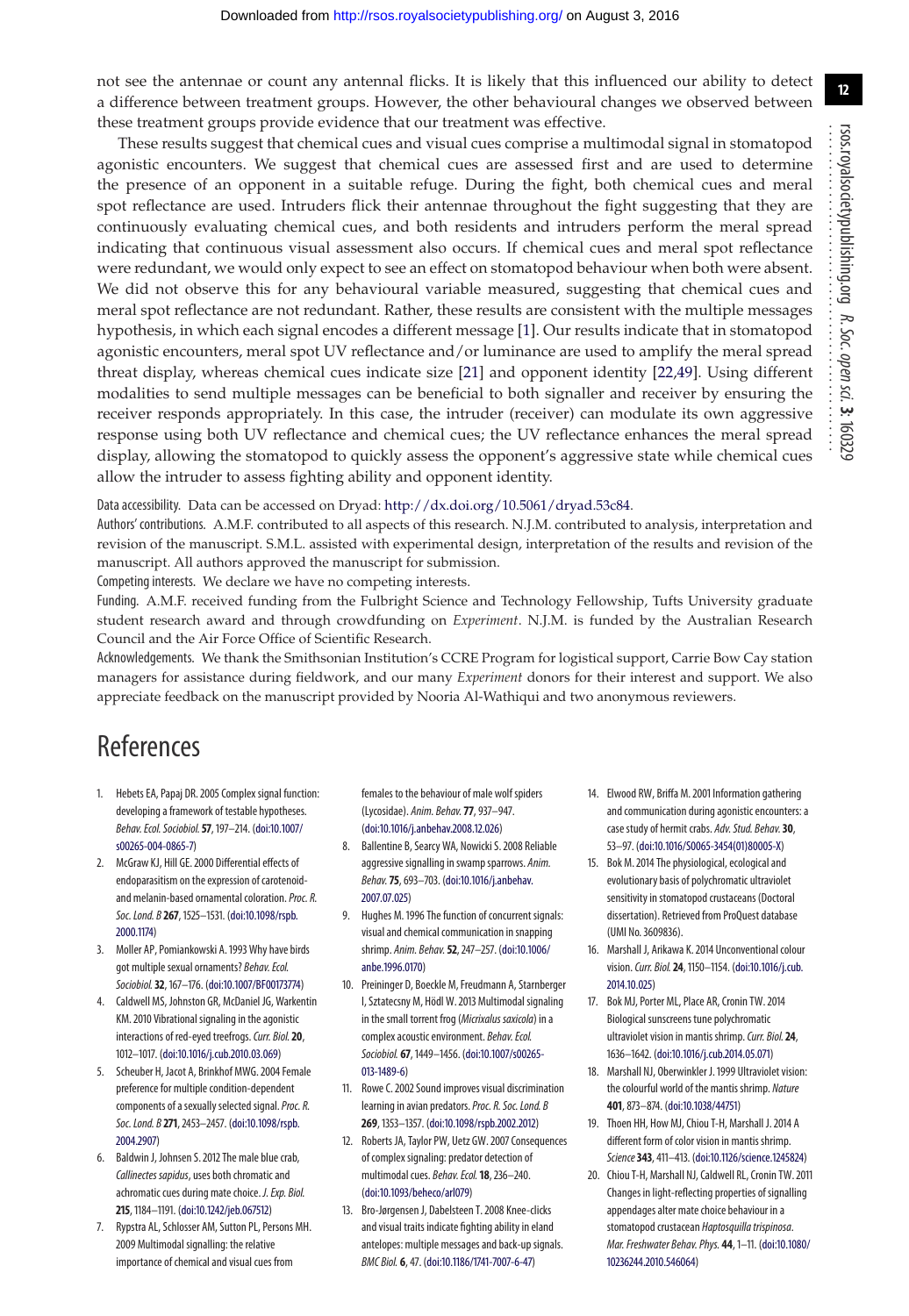not see the antennae or count any antennal flicks. It is likely that this influenced our ability to detect a difference between treatment groups. However, the other behavioural changes we observed between these treatment groups provide evidence that our treatment was effective.

These results suggest that chemical cues and visual cues comprise a multimodal signal in stomatopod agonistic encounters. We suggest that chemical cues are assessed first and are used to determine the presence of an opponent in a suitable refuge. During the fight, both chemical cues and meral spot reflectance are used. Intruders flick their antennae throughout the fight suggesting that they are continuously evaluating chemical cues, and both residents and intruders perform the meral spread indicating that continuous visual assessment also occurs. If chemical cues and meral spot reflectance were redundant, we would only expect to see an effect on stomatopod behaviour when both were absent. We did not observe this for any behavioural variable measured, suggesting that chemical cues and meral spot reflectance are not redundant. Rather, these results are consistent with the multiple messages hypothesis, in which each signal encodes a different message [1]. Our results indicate that in stomatopod agonistic encounters, meral spot UV reflectance and/or luminance are used to amplify the meral spread threat display, whereas chemical cues indicate size [21] and opponent identity [22,49]. Using different modalities to send multiple messages can be beneficial to both signaller and receiver by ensuring the receiver responds appropriately. In this case, the intruder (receiver) can modulate its own aggressive response using both UV reflectance and chemical cues; the UV reflectance enhances the meral spread display, allowing the stomatopod to quickly assess the opponent's aggressive state while chemical cues allow the intruder to assess fighting ability and opponent identity.

Data accessibility. Data can be accessed on Dryad: http://dx.doi.org/10.5061/dryad.53c84.

Authors' contributions. A.M.F. contributed to all aspects of this research. N.J.M. contributed to analysis, interpretation and revision of the manuscript. S.M.L. assisted with experimental design, interpretation of the results and revision of the manuscript. All authors approved the manuscript for submission.

Competing interests. We declare we have no competing interests.

Funding. A.M.F. received funding from the Fulbright Science and Technology Fellowship, Tufts University graduate student research award and through crowdfunding on *Experiment*. N.J.M. is funded by the Australian Research Council and the Air Force Office of Scientific Research.

Acknowledgements. We thank the Smithsonian Institution's CCRE Program for logistical support, Carrie Bow Cay station managers for assistance during fieldwork, and our many *Experiment* donors for their interest and support. We also appreciate feedback on the manuscript provided by Nooria Al-Wathiqui and two anonymous reviewers.

# References

1. Hebets EA, Papaj DR. 2005 Complex signal function: developing a framework of testable hypotheses. *Behav. Ecol. Sociobiol.* **57**, 197–214. (doi:10.1007/s00265-004-0865-7)
2. McGraw KJ, Hill GE. 2000 Differential effects of endoparasitism on the expression of carotenoid- and melanin-based ornamental coloration. *Proc. R. Soc. Lond. B* **267**, 1525–1531. (doi:10.1098/rspb.2000.1174)
3. Moller AP, Pomiankowski A. 1993 Why have birds got multiple sexual ornaments? *Behav. Ecol. Sociobiol.* **32**, 167–176. (doi:10.1007/BF00173774)
4. Caldwell MS, Johnston GR, McDaniel JG, Warkentin KM. 2010 Vibrational signaling in the agonistic interactions of red-eyed treefrogs. *Curr. Biol.* **20**, 1012–1017. (doi:10.1016/j.cub.2010.03.069)
5. Scheuber H, Jacot A, Brinkhof MWG. 2004 Female preference for multiple condition-dependent components of a sexually selected signal. *Proc. R. Soc. Lond. B* **271**, 2453–2457. (doi:10.1098/rspb.2004.2907)
6. Baldwin J, Johnsen S. 2012 The male blue crab, *Callinectes sapidus*, uses both chromatic and achromatic cues during mate choice. *J. Exp. Biol.* **215**, 1184–1191. (doi:10.1242/jeb.067512)
7. Rypstra AL, Schlosser AM, Sutton PL, Persons MH. 2009 Multimodal signalling: the relative importance of chemical and visual cues from females to the behaviour of male wolf spiders (Lycosidae). *Anim. Behav.* **77**, 937–947. (doi:10.1016/j.anbehav.2008.12.026)
8. Ballentine B, Searcy WA, Nowicki S. 2008 Reliable aggressive signalling in swamp sparrows. *Anim. Behav.* **75**, 693–703. (doi:10.1016/j.anbehav.2007.07.025)
9. Hughes M. 1996 The function of concurrent signals: visual and chemical communication in snapping shrimp. *Anim. Behav.* **52**, 247–257. (doi:10.1006/anbe.1996.0170)
10. Preininger D, Boeckle M, Freudmann A, Starnberger I, Sztatecsny M, Hödl W. 2013 Multimodal signaling in the small torrent frog (*Micrixalus saxicola*) in a complex acoustic environment. *Behav. Ecol. Sociobiol.* **67**, 1449–1456. (doi:10.1007/s00265-013-1489-6)
11. Rowe C. 2002 Sound improves visual discrimination learning in avian predators. *Proc. R. Soc. Lond. B* **269**, 1353–1357. (doi:10.1098/rspb.2002.2012)
12. Roberts JA, Taylor PW, Uetz GW. 2007 Consequences of complex signaling: predator detection of multimodal cues. *Behav. Ecol.* **18**, 236–240. (doi:10.1093/beheco/arl079)
13. Bro-Jørgensen J, Dabelsteen T. 2008 Knee-clicks and visual traits indicate fighting ability in eland antelopes: multiple messages and back-up signals. *BMC Biol.* **6**, 47. (doi:10.1186/1741-7007-6-47)
14. Elwood RW, Briffa M. 2001 Information gathering and communication during agonistic encounters: a case study of hermit crabs. *Adv. Stud. Behav.* **30**, 53–97. (doi:10.1016/S0065-3454(01)80005-X)
15. Bok M. 2014 The physiological, ecological and evolutionary basis of polychromatic ultraviolet sensitivity in stomatopod crustaceans (Doctoral dissertation). Retrieved from ProQuest database (UMI No. 3609836).
16. Marshall J, Arikawa K. 2014 Unconventional colour vision. *Curr. Biol.* **24**, 1150–1154. (doi:10.1016/j.cub.2014.10.025)
17. Bok MJ, Porter ML, Place AR, Cronin TW. 2014 Biological sunscreens tune polychromatic ultraviolet vision in mantis shrimp. *Curr. Biol.* **24**, 1636–1642. (doi:10.1016/j.cub.2014.05.071)
18. Marshall NJ, Oberwinkler J. 1999 Ultraviolet vision: the colourful world of the mantis shrimp. *Nature* **401**, 873–874. (doi:10.1038/44751)
19. Thoen HH, How MJ, Chiou T-H, Marshall J. 2014 A different form of color vision in mantis shrimp. *Science* **343**, 411–413. (doi:10.1126/science.1245824)
20. Chiou T-H, Marshall NJ, Caldwell RL, Cronin TW. 2011 Changes in light-reflecting properties of signalling appendages alter mate choice behaviour in a stomatopod crustacean *Haptosquilla trispinosa*. *Mar. Freshwater Behav. Phys.* **44**, 1–11. (doi:10.1080/10236244.2010.546064)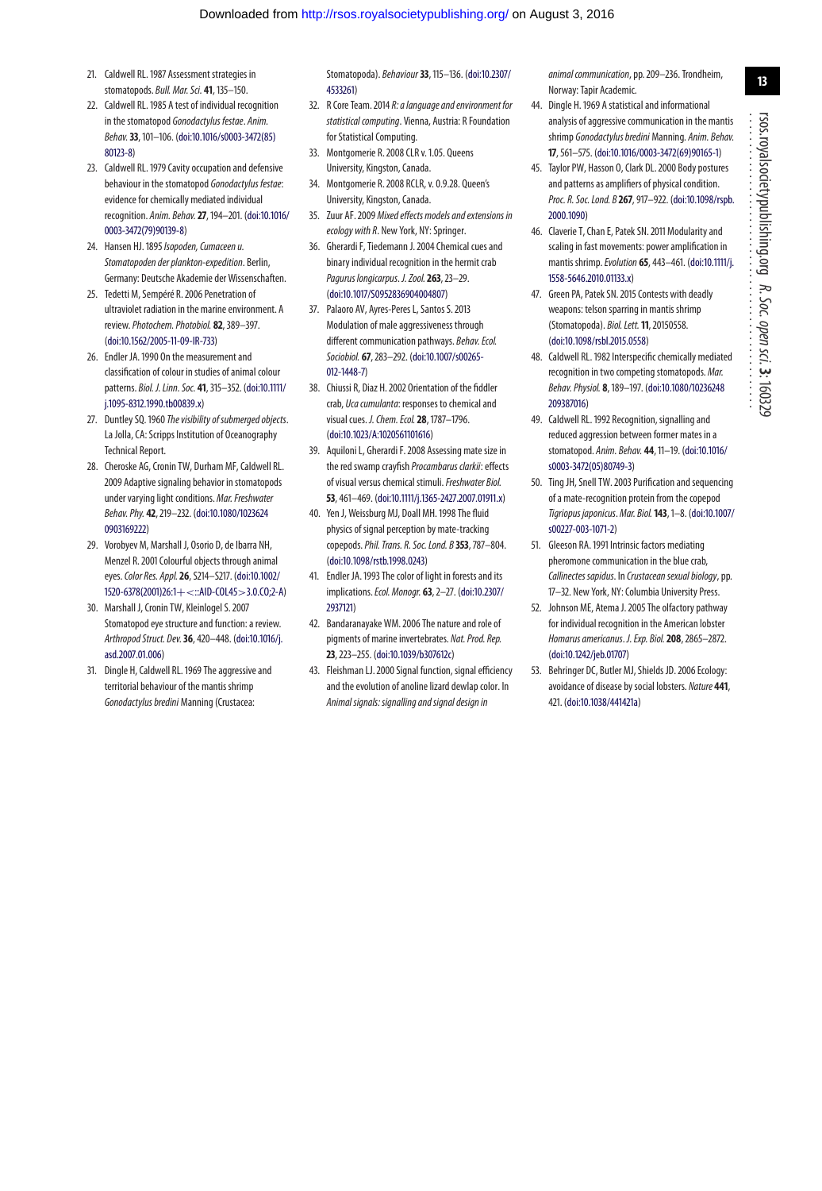21. Caldwell RL. 1987 Assessment strategies in stomatopods. *Bull. Mar. Sci.* **41**, 135–150.
22. Caldwell RL. 1985 A test of individual recognition in the stomatopod *Gonodactylus festae*. *Anim. Behav.* **33**, 101–106. (doi:10.1016/s0003-3472(85)80123-8)
23. Caldwell RL. 1979 Cavity occupation and defensive behaviour in the stomatopod *Gonodactylus festae*: evidence for chemically mediated individual recognition. *Anim. Behav.* **27**, 194–201. (doi:10.1016/0003-3472(79)90139-8)
24. Hansen HJ. 1895 *Isopoden, Cumaceen u. Stomatopoden der plankton-expedition*. Berlin, Germany: Deutsche Akademie der Wissenschaften.
25. Tedetti M, Sempéré R. 2006 Penetration of ultraviolet radiation in the marine environment. A review. *Photochem. Photobiol.* **82**, 389–397. (doi:10.1562/2005-11-09-IR-733)
26. Endler JA. 1990 On the measurement and classification of colour in studies of animal colour patterns. *Biol. J. Linn. Soc.* **41**, 315–352. (doi:10.1111/j.1095-8312.1990.tb00839.x)
27. Duntley SQ. 1960 *The visibility of submerged objects*. La Jolla, CA: Scripps Institution of Oceanography Technical Report.
28. Cheroske AG, Cronin TW, Durham MF, Caldwell RL. 2009 Adaptive signaling behavior in stomatopods under varying light conditions. *Mar. Freshwater Behav. Phy.* **42**, 219–232. (doi:10.1080/10236240903169222)
29. Vorobyev M, Marshall J, Osorio D, de Ibarra NH, Menzel R. 2001 Colourful objects through animal eyes. *Color Res. Appl.* **26**, S214–S217. (doi:10.1002/1520-6378(2001)26:1+<::AID-COL45>3.0.CO;2-A)
30. Marshall J, Cronin TW, Kleinlogel S. 2007 Stomatopod eye structure and function: a review. *Arthropod Struct. Dev.* **36**, 420–448. (doi:10.1016/j.asd.2007.01.006)
31. Dingle H, Caldwell RL. 1969 The aggressive and territorial behaviour of the mantis shrimp *Gonodactylus bredini* Manning (Crustacea: Stomatopoda). *Behaviour* **33**, 115–136. (doi:10.2307/4533261)
32. R Core Team. 2014 *R: a language and environment for statistical computing*. Vienna, Austria: R Foundation for Statistical Computing.
33. Montgomerie R. 2008 CLR v. 1.05. Queens University, Kingston, Canada.
34. Montgomerie R. 2008 RCLR, v. 0.9.28. Queen's University, Kingston, Canada.
35. Zuur AF. 2009 *Mixed effects models and extensions in ecology with R*. New York, NY: Springer.
36. Gherardi F, Tiedemann J. 2004 Chemical cues and binary individual recognition in the hermit crab *Pagurus longicarpus*. *J. Zool.* **263**, 23–29. (doi:10.1017/S0952836904004807)
37. Palaoro AV, Ayres-Peres L, Santos S. 2013 Modulation of male aggressiveness through different communication pathways. *Behav. Ecol. Sociobiol.* **67**, 283–292. (doi:10.1007/s00265-012-1448-7)
38. Chiussi R, Diaz H. 2002 Orientation of the fiddler crab, *Uca cumulanta*: responses to chemical and visual cues. *J. Chem. Ecol.* **28**, 1787–1796. (doi:10.1023/A:1020561101616)
39. Aquiloni L, Gherardi F. 2008 Assessing mate size in the red swamp crayfish *Procambarus clarkii*: effects of visual versus chemical stimuli. *Freshwater Biol.* **53**, 461–469. (doi:10.1111/j.1365-2427.2007.01911.x)
40. Yen J, Weissburg MJ, Doall MH. 1998 The fluid physics of signal perception by mate-tracking copepods. *Phil. Trans. R. Soc. Lond. B* **353**, 787–804. (doi:10.1098/rstb.1998.0243)
41. Endler JA. 1993 The color of light in forests and its implications. *Ecol. Monogr.* **63**, 2–27. (doi:10.2307/2937121)
42. Bandaranayake WM. 2006 The nature and role of pigments of marine invertebrates. *Nat. Prod. Rep.* **23**, 223–255. (doi:10.1039/b307612c)
43. Fleishman LJ. 2000 Signal function, signal efficiency and the evolution of anoline lizard dewlap color. In *Animal signals: signalling and signal design in animal communication*, pp. 209–236. Trondheim, Norway: Tapir Academic.
44. Dingle H. 1969 A statistical and informational analysis of aggressive communication in the mantis shrimp *Gonodactylus bredini* Manning. *Anim. Behav.* **17**, 561–575. (doi:10.1016/0003-3472(69)90165-1)
45. Taylor PW, Hasson O, Clark DL. 2000 Body postures and patterns as amplifiers of physical condition. *Proc. R. Soc. Lond. B* **267**, 917–922. (doi:10.1098/rspb.2000.1090)
46. Claverie T, Chan E, Patek SN. 2011 Modularity and scaling in fast movements: power amplification in mantis shrimp. *Evolution* **65**, 443–461. (doi:10.1111/j.1558-5646.2010.01133.x)
47. Green PA, Patek SN. 2015 Contests with deadly weapons: telson sparring in mantis shrimp (Stomatopoda). *Biol. Lett.* **11**, 20150558. (doi:10.1098/rsbl.2015.0558)
48. Caldwell RL. 1982 Interspecific chemically mediated recognition in two competing stomatopods. *Mar. Behav. Physiol.* **8**, 189–197. (doi:10.1080/10236248209387016)
49. Caldwell RL. 1992 Recognition, signalling and reduced aggression between former mates in a stomatopod. *Anim. Behav.* **44**, 11–19. (doi:10.1016/s0003-3472(05)80749-3)
50. Ting JH, Snell TW. 2003 Purification and sequencing of a mate-recognition protein from the copepod *Tigriopus japonicus*. *Mar. Biol.* **143**, 1–8. (doi:10.1007/s00227-003-1071-2)
51. Gleeson RA. 1991 Intrinsic factors mediating pheromone communication in the blue crab, *Callinectes sapidus*. In *Crustacean sexual biology*, pp. 17–32. New York, NY: Columbia University Press.
52. Johnson ME, Atema J. 2005 The olfactory pathway for individual recognition in the American lobster *Homarus americanus*. *J. Exp. Biol.* **208**, 2865–2872. (doi:10.1242/jeb.01707)
53. Behringer DC, Butler MJ, Shields JD. 2006 Ecology: avoidance of disease by social lobsters. *Nature* **441**, 421. (doi:10.1038/441421a)